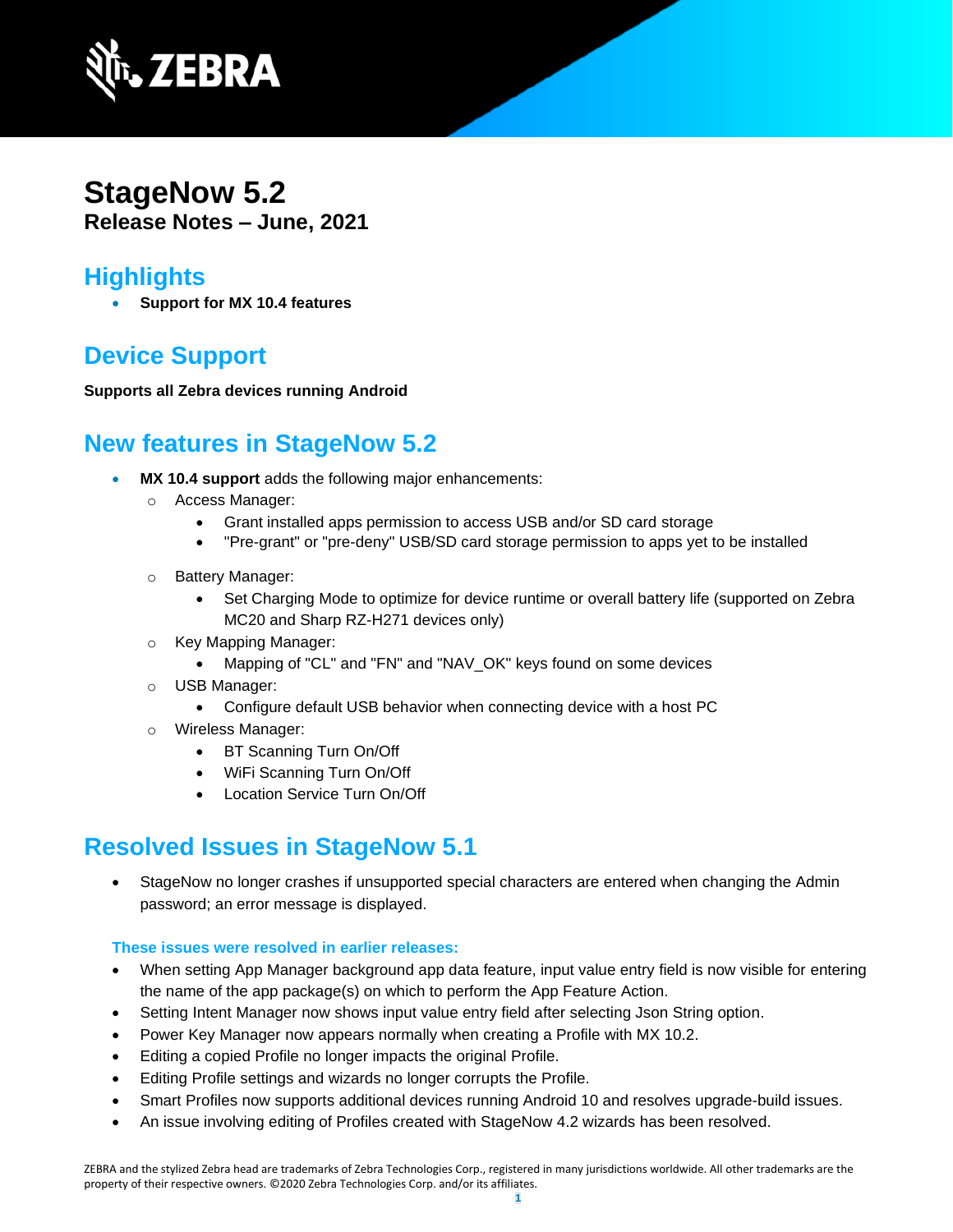# StageNow 5.2

**Release Notes – June, 2021**

## Highlights

- **Support for MX 10.4 features**

## Device Support

**Supports all Zebra devices running Android**

## New features in StageNow 5.2

- **MX 10.4 support** adds the following major enhancements:
  - Access Manager:
    - Grant installed apps permission to access USB and/or SD card storage
    - "Pre-grant" or "pre-deny" USB/SD card storage permission to apps yet to be installed
  - Battery Manager:
    - Set Charging Mode to optimize for device runtime or overall battery life (supported on Zebra MC20 and Sharp RZ-H271 devices only)
  - Key Mapping Manager:
    - Mapping of "CL" and "FN" and "NAV_OK" keys found on some devices
  - USB Manager:
    - Configure default USB behavior when connecting device with a host PC
  - Wireless Manager:
    - BT Scanning Turn On/Off
    - WiFi Scanning Turn On/Off
    - Location Service Turn On/Off

## Resolved Issues in StageNow 5.1

- StageNow no longer crashes if unsupported special characters are entered when changing the Admin password; an error message is displayed.

#### These issues were resolved in earlier releases:

- When setting App Manager background app data feature, input value entry field is now visible for entering the name of the app package(s) on which to perform the App Feature Action.
- Setting Intent Manager now shows input value entry field after selecting Json String option.
- Power Key Manager now appears normally when creating a Profile with MX 10.2.
- Editing a copied Profile no longer impacts the original Profile.
- Editing Profile settings and wizards no longer corrupts the Profile.
- Smart Profiles now supports additional devices running Android 10 and resolves upgrade-build issues.
- An issue involving editing of Profiles created with StageNow 4.2 wizards has been resolved.

ZEBRA and the stylized Zebra head are trademarks of Zebra Technologies Corp., registered in many jurisdictions worldwide. All other trademarks are the property of their respective owners. ©2020 Zebra Technologies Corp. and/or its affiliates.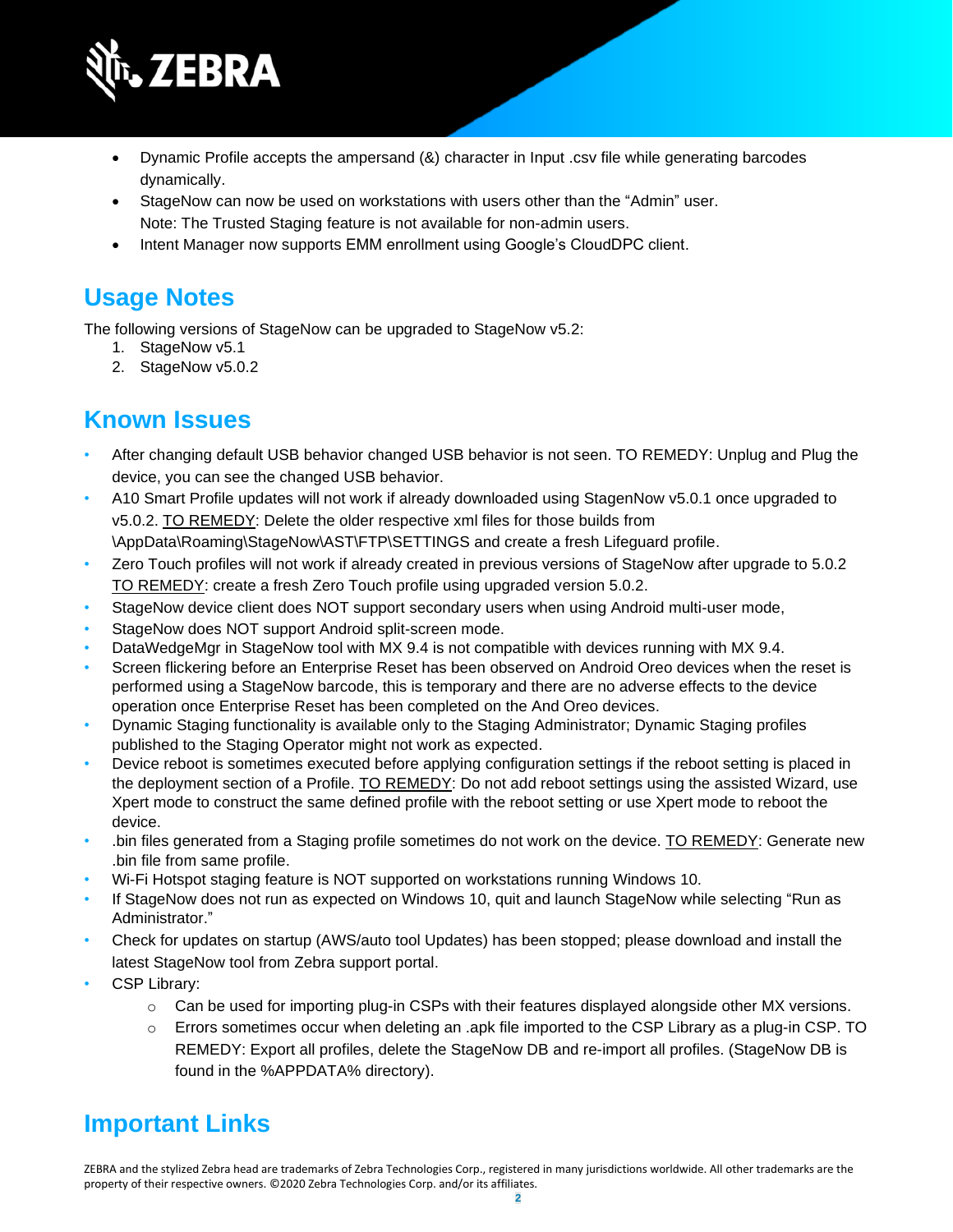- Dynamic Profile accepts the ampersand (&) character in Input .csv file while generating barcodes dynamically.
- StageNow can now be used on workstations with users other than the "Admin" user.
  Note: The Trusted Staging feature is not available for non-admin users.
- Intent Manager now supports EMM enrollment using Google's CloudDPC client.

## Usage Notes

The following versions of StageNow can be upgraded to StageNow v5.2:

1. StageNow v5.1
2. StageNow v5.0.2

## Known Issues

- After changing default USB behavior changed USB behavior is not seen. TO REMEDY: Unplug and Plug the device, you can see the changed USB behavior.
- A10 Smart Profile updates will not work if already downloaded using StagenNow v5.0.1 once upgraded to v5.0.2. TO REMEDY: Delete the older respective xml files for those builds from \AppData\Roaming\StageNow\AST\FTP\SETTINGS and create a fresh Lifeguard profile.
- Zero Touch profiles will not work if already created in previous versions of StageNow after upgrade to 5.0.2 TO REMEDY: create a fresh Zero Touch profile using upgraded version 5.0.2.
- StageNow device client does NOT support secondary users when using Android multi-user mode,
- StageNow does NOT support Android split-screen mode.
- DataWedgeMgr in StageNow tool with MX 9.4 is not compatible with devices running with MX 9.4.
- Screen flickering before an Enterprise Reset has been observed on Android Oreo devices when the reset is performed using a StageNow barcode, this is temporary and there are no adverse effects to the device operation once Enterprise Reset has been completed on the And Oreo devices.
- Dynamic Staging functionality is available only to the Staging Administrator; Dynamic Staging profiles published to the Staging Operator might not work as expected.
- Device reboot is sometimes executed before applying configuration settings if the reboot setting is placed in the deployment section of a Profile. TO REMEDY: Do not add reboot settings using the assisted Wizard, use Xpert mode to construct the same defined profile with the reboot setting or use Xpert mode to reboot the device.
- .bin files generated from a Staging profile sometimes do not work on the device. TO REMEDY: Generate new .bin file from same profile.
- Wi-Fi Hotspot staging feature is NOT supported on workstations running Windows 10.
- If StageNow does not run as expected on Windows 10, quit and launch StageNow while selecting "Run as Administrator."
- Check for updates on startup (AWS/auto tool Updates) has been stopped; please download and install the latest StageNow tool from Zebra support portal.
- CSP Library:
  - Can be used for importing plug-in CSPs with their features displayed alongside other MX versions.
  - Errors sometimes occur when deleting an .apk file imported to the CSP Library as a plug-in CSP. TO REMEDY: Export all profiles, delete the StageNow DB and re-import all profiles. (StageNow DB is found in the %APPDATA% directory).

## Important Links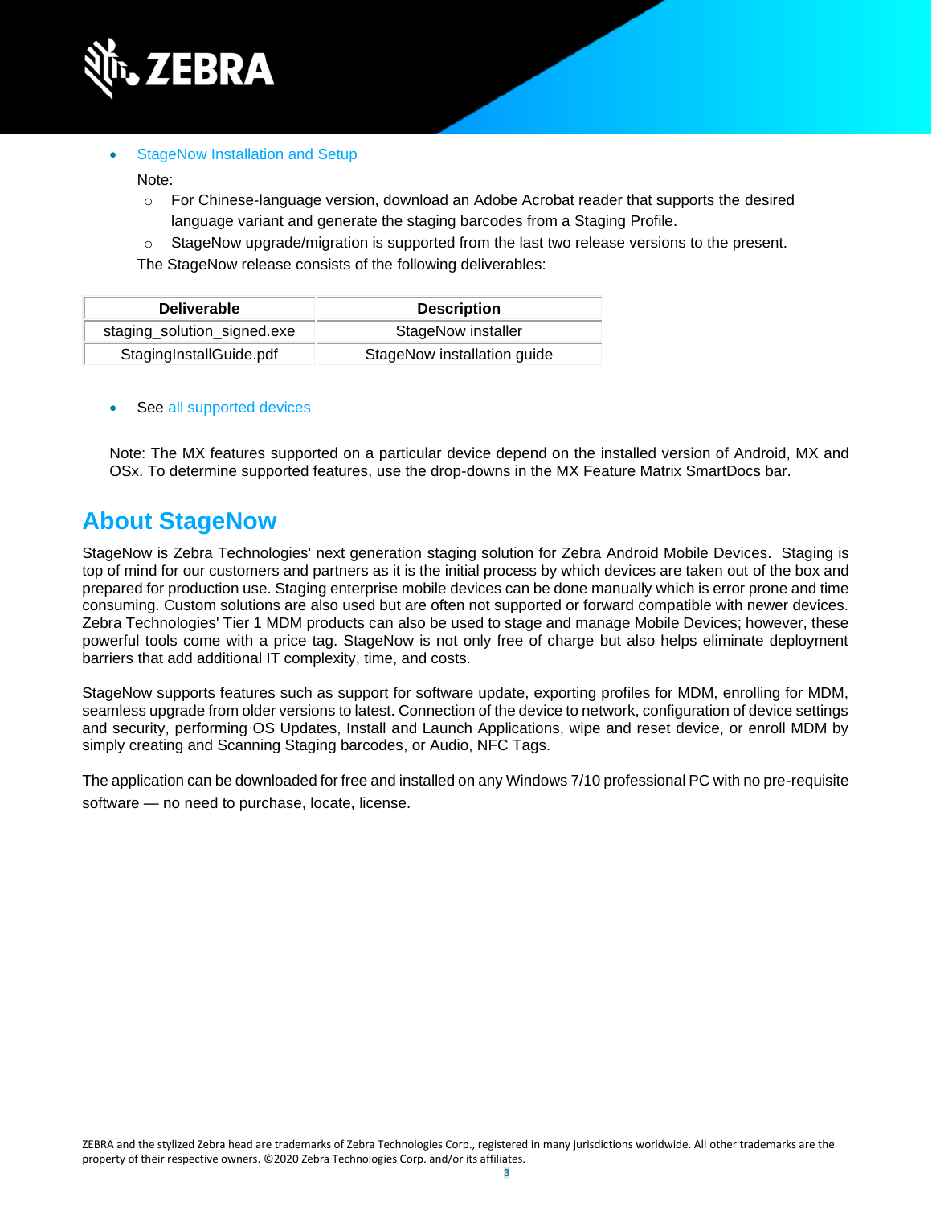- StageNow Installation and Setup

  Note:

  - For Chinese-language version, download an Adobe Acrobat reader that supports the desired language variant and generate the staging barcodes from a Staging Profile.
  - StageNow upgrade/migration is supported from the last two release versions to the present.

  The StageNow release consists of the following deliverables:

| Deliverable | Description |
|---|---|
| staging_solution_signed.exe | StageNow installer |
| StagingInstallGuide.pdf | StageNow installation guide |

- See all supported devices

Note: The MX features supported on a particular device depend on the installed version of Android, MX and OSx. To determine supported features, use the drop-downs in the MX Feature Matrix SmartDocs bar.

## About StageNow

StageNow is Zebra Technologies' next generation staging solution for Zebra Android Mobile Devices. Staging is top of mind for our customers and partners as it is the initial process by which devices are taken out of the box and prepared for production use. Staging enterprise mobile devices can be done manually which is error prone and time consuming. Custom solutions are also used but are often not supported or forward compatible with newer devices. Zebra Technologies' Tier 1 MDM products can also be used to stage and manage Mobile Devices; however, these powerful tools come with a price tag. StageNow is not only free of charge but also helps eliminate deployment barriers that add additional IT complexity, time, and costs.

StageNow supports features such as support for software update, exporting profiles for MDM, enrolling for MDM, seamless upgrade from older versions to latest. Connection of the device to network, configuration of device settings and security, performing OS Updates, Install and Launch Applications, wipe and reset device, or enroll MDM by simply creating and Scanning Staging barcodes, or Audio, NFC Tags.

The application can be downloaded for free and installed on any Windows 7/10 professional PC with no pre-requisite software — no need to purchase, locate, license.